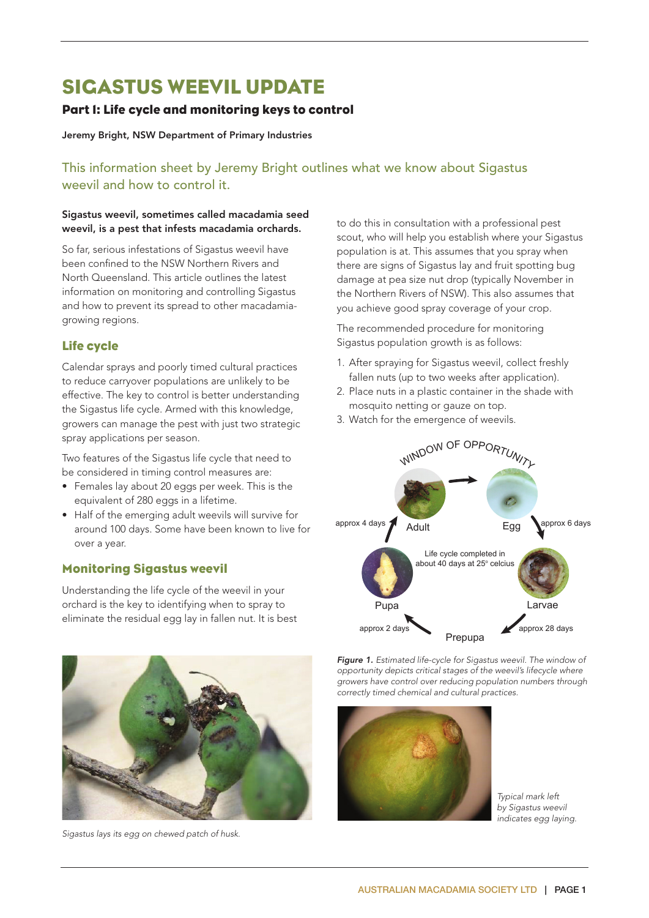# SIGASTUS WEEVIL UPDATE

## Part I: Life cycle and monitoring keys to control

**Jeremy Bright, NSW Department of Primary Industries**

This information sheet by Jeremy Bright outlines what we know about Sigastus weevil and how to control it.

**Sigastus weevil, sometimes called macadamia seed weevil, is a pest that infests macadamia orchards.**

So far, serious infestations of Sigastus weevil have been confined to the NSW Northern Rivers and North Queensland. This article outlines the latest information on monitoring and controlling Sigastus and how to prevent its spread to other macadamia-growing regions.

### Life cycle

Calendar sprays and poorly timed cultural practices to reduce carryover populations are unlikely to be effective. The key to control is better understanding the Sigastus life cycle. Armed with this knowledge, growers can manage the pest with just two strategic spray applications per season.

Two features of the Sigastus life cycle that need to be considered in timing control measures are:

- Females lay about 20 eggs per week. This is the equivalent of 280 eggs in a lifetime.
- Half of the emerging adult weevils will survive for around 100 days. Some have been known to live for over a year.

### Monitoring Sigastus weevil

Understanding the life cycle of the weevil in your orchard is the key to identifying when to spray to eliminate the residual egg lay in fallen nut. It is best to do this in consultation with a professional pest scout, who will help you establish where your Sigastus population is at. This assumes that you spray when there are signs of Sigastus lay and fruit spotting bug damage at pea size nut drop (typically November in the Northern Rivers of NSW). This also assumes that you achieve good spray coverage of your crop.

The recommended procedure for monitoring Sigastus population growth is as follows:

1. After spraying for Sigastus weevil, collect freshly fallen nuts (up to two weeks after application).
2. Place nuts in a plastic container in the shade with mosquito netting or gauze on top.
3. Watch for the emergence of weevils.

WINDOW OF OPPORTUNITY

Adult → Egg (approx 6 days) → Larvae (approx 28 days) → Prepupa (approx 2 days) → Pupa (approx 4 days) → Adult

Life cycle completed in about 40 days at 25° celcius

*__Figure 1.__ Estimated life-cycle for Sigastus weevil. The window of opportunity depicts critical stages of the weevil's lifecycle where growers have control over reducing population numbers through correctly timed chemical and cultural practices.*

*Sigastus lays its egg on chewed patch of husk.*

*Typical mark left by Sigastus weevil indicates egg laying.*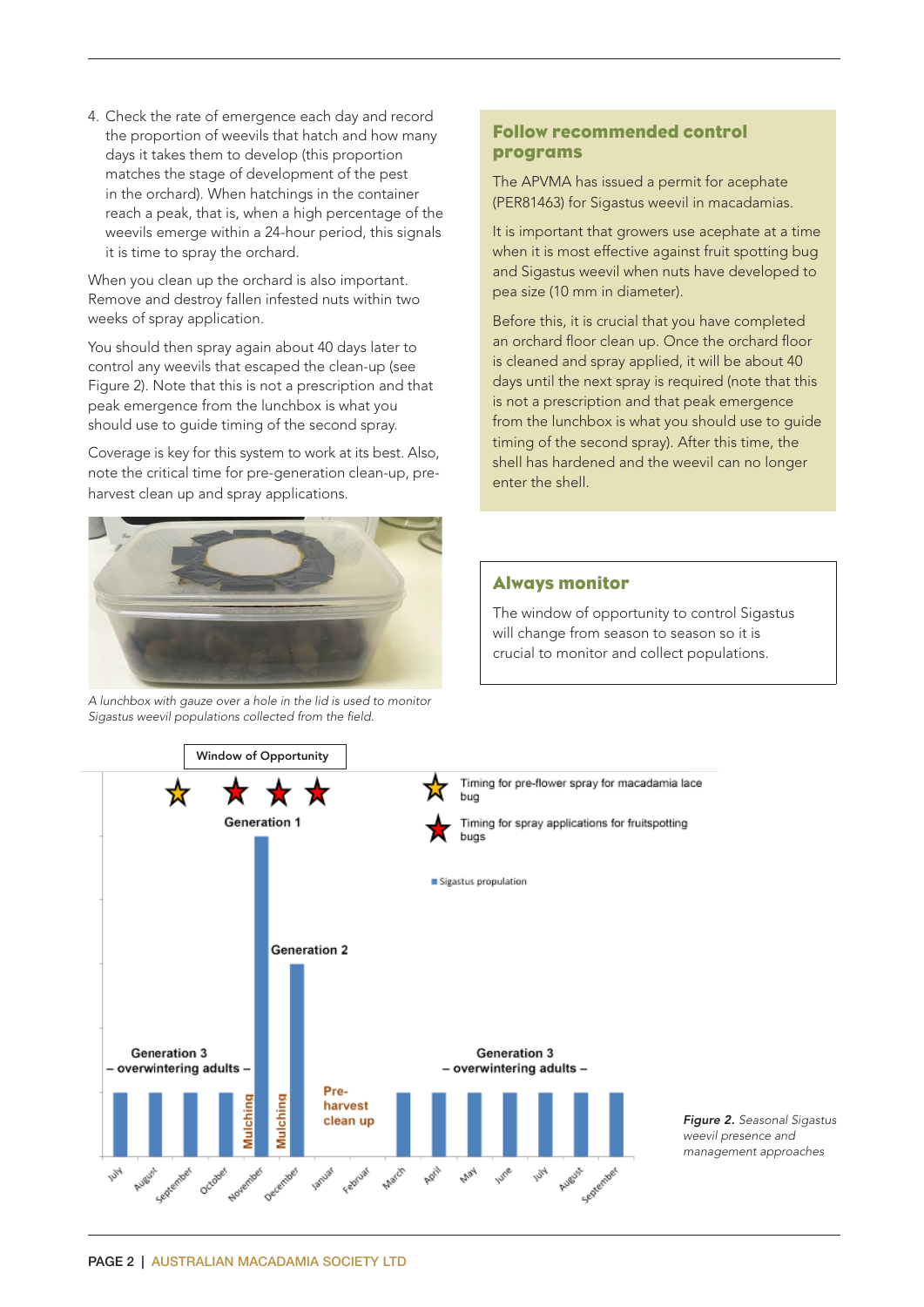4. Check the rate of emergence each day and record the proportion of weevils that hatch and how many days it takes them to develop (this proportion matches the stage of development of the pest in the orchard). When hatchings in the container reach a peak, that is, when a high percentage of the weevils emerge within a 24-hour period, this signals it is time to spray the orchard.

When you clean up the orchard is also important. Remove and destroy fallen infested nuts within two weeks of spray application.

You should then spray again about 40 days later to control any weevils that escaped the clean-up (see Figure 2). Note that this is not a prescription and that peak emergence from the lunchbox is what you should use to guide timing of the second spray.

Coverage is key for this system to work at its best. Also, note the critical time for pre-generation clean-up, pre-harvest clean up and spray applications.

*A lunchbox with gauze over a hole in the lid is used to monitor Sigastus weevil populations collected from the field.*

## Follow recommended control programs

The APVMA has issued a permit for acephate (PER81463) for Sigastus weevil in macadamias.

It is important that growers use acephate at a time when it is most effective against fruit spotting bug and Sigastus weevil when nuts have developed to pea size (10 mm in diameter).

Before this, it is crucial that you have completed an orchard floor clean up. Once the orchard floor is cleaned and spray applied, it will be about 40 days until the next spray is required (note that this is not a prescription and that peak emergence from the lunchbox is what you should use to guide timing of the second spray). After this time, the shell has hardened and the weevil can no longer enter the shell.

## Always monitor

The window of opportunity to control Sigastus will change from season to season so it is crucial to monitor and collect populations.

*Figure 2. Seasonal Sigastus weevil presence and management approaches*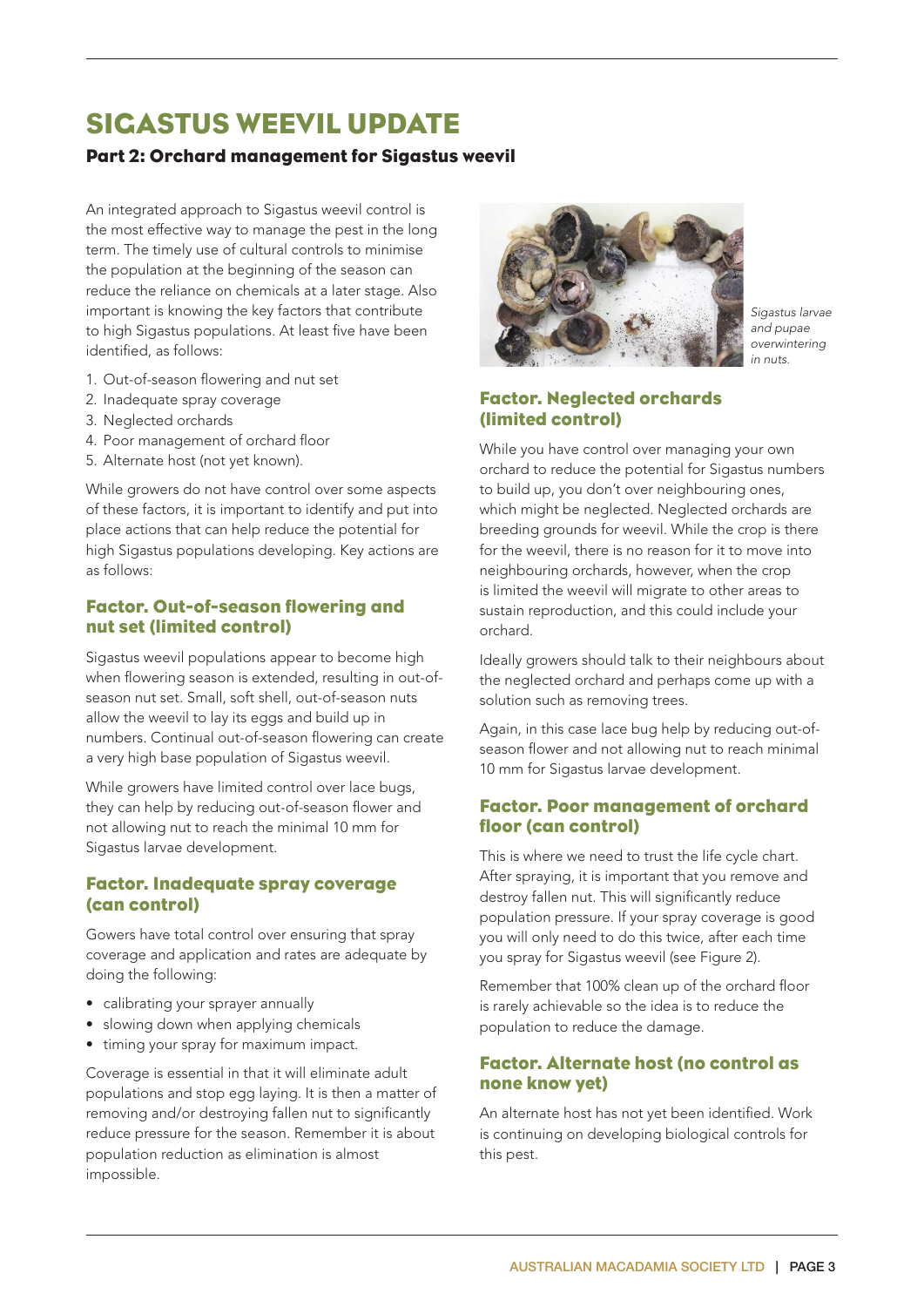# SIGASTUS WEEVIL UPDATE

## Part 2: Orchard management for Sigastus weevil

An integrated approach to Sigastus weevil control is the most effective way to manage the pest in the long term. The timely use of cultural controls to minimise the population at the beginning of the season can reduce the reliance on chemicals at a later stage. Also important is knowing the key factors that contribute to high Sigastus populations. At least five have been identified, as follows:

1. Out-of-season flowering and nut set
2. Inadequate spray coverage
3. Neglected orchards
4. Poor management of orchard floor
5. Alternate host (not yet known).

While growers do not have control over some aspects of these factors, it is important to identify and put into place actions that can help reduce the potential for high Sigastus populations developing. Key actions are as follows:

### Factor. Out-of-season flowering and nut set (limited control)

Sigastus weevil populations appear to become high when flowering season is extended, resulting in out-of-season nut set. Small, soft shell, out-of-season nuts allow the weevil to lay its eggs and build up in numbers. Continual out-of-season flowering can create a very high base population of Sigastus weevil.

While growers have limited control over lace bugs, they can help by reducing out-of-season flower and not allowing nut to reach the minimal 10 mm for Sigastus larvae development.

### Factor. Inadequate spray coverage (can control)

Gowers have total control over ensuring that spray coverage and application and rates are adequate by doing the following:

- calibrating your sprayer annually
- slowing down when applying chemicals
- timing your spray for maximum impact.

Coverage is essential in that it will eliminate adult populations and stop egg laying. It is then a matter of removing and/or destroying fallen nut to significantly reduce pressure for the season. Remember it is about population reduction as elimination is almost impossible.

*Sigastus larvae and pupae overwintering in nuts.*

### Factor. Neglected orchards (limited control)

While you have control over managing your own orchard to reduce the potential for Sigastus numbers to build up, you don't over neighbouring ones, which might be neglected. Neglected orchards are breeding grounds for weevil. While the crop is there for the weevil, there is no reason for it to move into neighbouring orchards, however, when the crop is limited the weevil will migrate to other areas to sustain reproduction, and this could include your orchard.

Ideally growers should talk to their neighbours about the neglected orchard and perhaps come up with a solution such as removing trees.

Again, in this case lace bug help by reducing out-of-season flower and not allowing nut to reach minimal 10 mm for Sigastus larvae development.

### Factor. Poor management of orchard floor (can control)

This is where we need to trust the life cycle chart. After spraying, it is important that you remove and destroy fallen nut. This will significantly reduce population pressure. If your spray coverage is good you will only need to do this twice, after each time you spray for Sigastus weevil (see Figure 2).

Remember that 100% clean up of the orchard floor is rarely achievable so the idea is to reduce the population to reduce the damage.

### Factor. Alternate host (no control as none know yet)

An alternate host has not yet been identified. Work is continuing on developing biological controls for this pest.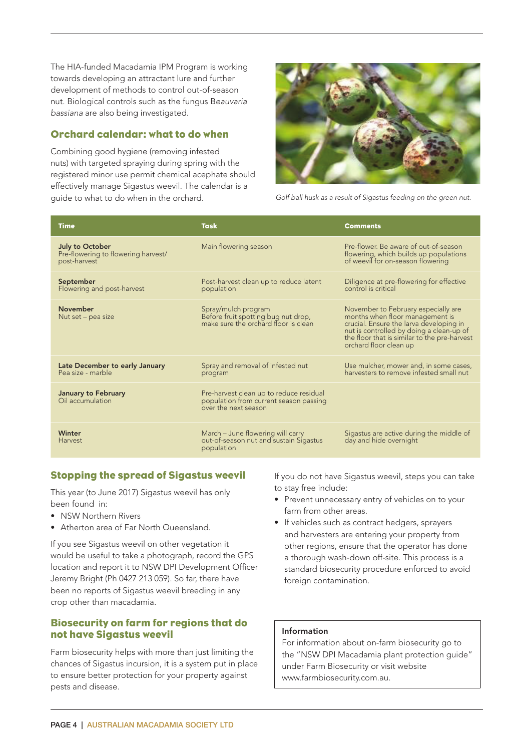The HIA-funded Macadamia IPM Program is working towards developing an attractant lure and further development of methods to control out-of-season nut. Biological controls such as the fungus B*eauvaria bassiana* are also being investigated.

## Orchard calendar: what to do when

Combining good hygiene (removing infested nuts) with targeted spraying during spring with the registered minor use permit chemical acephate should effectively manage Sigastus weevil. The calendar is a guide to what to do when in the orchard.

*Golf ball husk as a result of Sigastus feeding on the green nut.*

| Time | Task | Comments |
| --- | --- | --- |
| **July to October**<br>Pre-flowering to flowering harvest/ post-harvest | Main flowering season | Pre-flower. Be aware of out-of-season flowering, which builds up populations of weevil for on-season flowering |
| **September**<br>Flowering and post-harvest | Post-harvest clean up to reduce latent population | Diligence at pre-flowering for effective control is critical |
| **November**<br>Nut set – pea size | Spray/mulch program<br>Before fruit spotting bug nut drop, make sure the orchard floor is clean | November to February especially are months when floor management is crucial. Ensure the larva developing in nut is controlled by doing a clean-up of the floor that is similar to the pre-harvest orchard floor clean up |
| **Late December to early January**<br>Pea size - marble | Spray and removal of infested nut program | Use mulcher, mower and, in some cases, harvesters to remove infested small nut |
| **January to February**<br>Oil accumulation | Pre-harvest clean up to reduce residual population from current season passing over the next season | |
| **Winter**<br>Harvest | March – June flowering will carry out-of-season nut and sustain Sigastus population | Sigastus are active during the middle of day and hide overnight |

## Stopping the spread of Sigastus weevil

This year (to June 2017) Sigastus weevil has only been found in:

- NSW Northern Rivers
- Atherton area of Far North Queensland.

If you see Sigastus weevil on other vegetation it would be useful to take a photograph, record the GPS location and report it to NSW DPI Development Officer Jeremy Bright (Ph 0427 213 059). So far, there have been no reports of Sigastus weevil breeding in any crop other than macadamia.

## Biosecurity on farm for regions that do not have Sigastus weevil

Farm biosecurity helps with more than just limiting the chances of Sigastus incursion, it is a system put in place to ensure better protection for your property against pests and disease.

If you do not have Sigastus weevil, steps you can take to stay free include:

- Prevent unnecessary entry of vehicles on to your farm from other areas.
- If vehicles such as contract hedgers, sprayers and harvesters are entering your property from other regions, ensure that the operator has done a thorough wash-down off-site. This process is a standard biosecurity procedure enforced to avoid foreign contamination.

**Information**

For information about on-farm biosecurity go to the "NSW DPI Macadamia plant protection guide" under Farm Biosecurity or visit website www.farmbiosecurity.com.au.